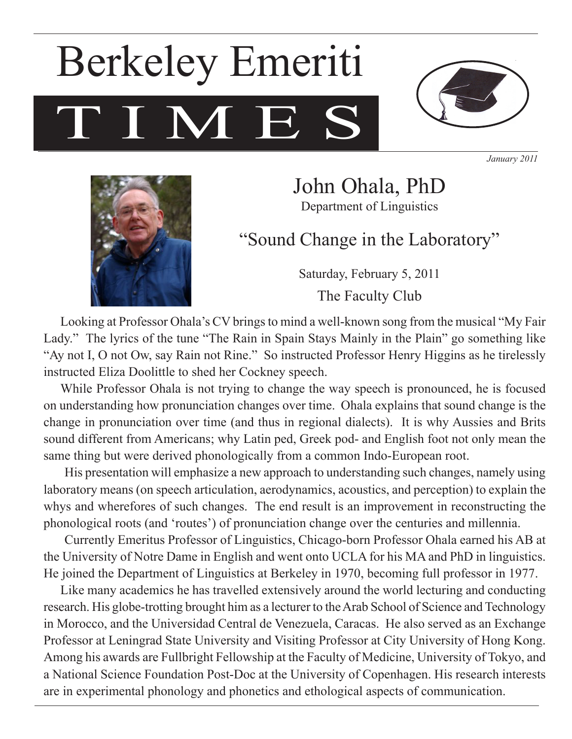# Berkeley Emeriti TIMES

*January 2011*

## John Ohala, PhD

Department of Linguistics

### "Sound Change in the Laboratory"

Saturday, February 5, 2011

The Faculty Club

Looking at Professor Ohala's CV brings to mind a well-known song from the musical "My Fair Lady." The lyrics of the tune "The Rain in Spain Stays Mainly in the Plain" go something like "Ay not I, O not Ow, say Rain not Rine." So instructed Professor Henry Higgins as he tirelessly instructed Eliza Doolittle to shed her Cockney speech.

While Professor Ohala is not trying to change the way speech is pronounced, he is focused on understanding how pronunciation changes over time. Ohala explains that sound change is the change in pronunciation over time (and thus in regional dialects). It is why Aussies and Brits sound different from Americans; why Latin ped, Greek pod- and English foot not only mean the same thing but were derived phonologically from a common Indo-European root.

His presentation will emphasize a new approach to understanding such changes, namely using laboratory means (on speech articulation, aerodynamics, acoustics, and perception) to explain the whys and wherefores of such changes. The end result is an improvement in reconstructing the phonological roots (and 'routes') of pronunciation change over the centuries and millennia.

Currently Emeritus Professor of Linguistics, Chicago-born Professor Ohala earned his AB at the University of Notre Dame in English and went onto UCLA for his MA and PhD in linguistics. He joined the Department of Linguistics at Berkeley in 1970, becoming full professor in 1977.

Like many academics he has travelled extensively around the world lecturing and conducting research. His globe-trotting brought him as a lecturer to the Arab School of Science and Technology in Morocco, and the Universidad Central de Venezuela, Caracas. He also served as an Exchange Professor at Leningrad State University and Visiting Professor at City University of Hong Kong. Among his awards are Fullbright Fellowship at the Faculty of Medicine, University of Tokyo, and a National Science Foundation Post-Doc at the University of Copenhagen. His research interests are in experimental phonology and phonetics and ethological aspects of communication.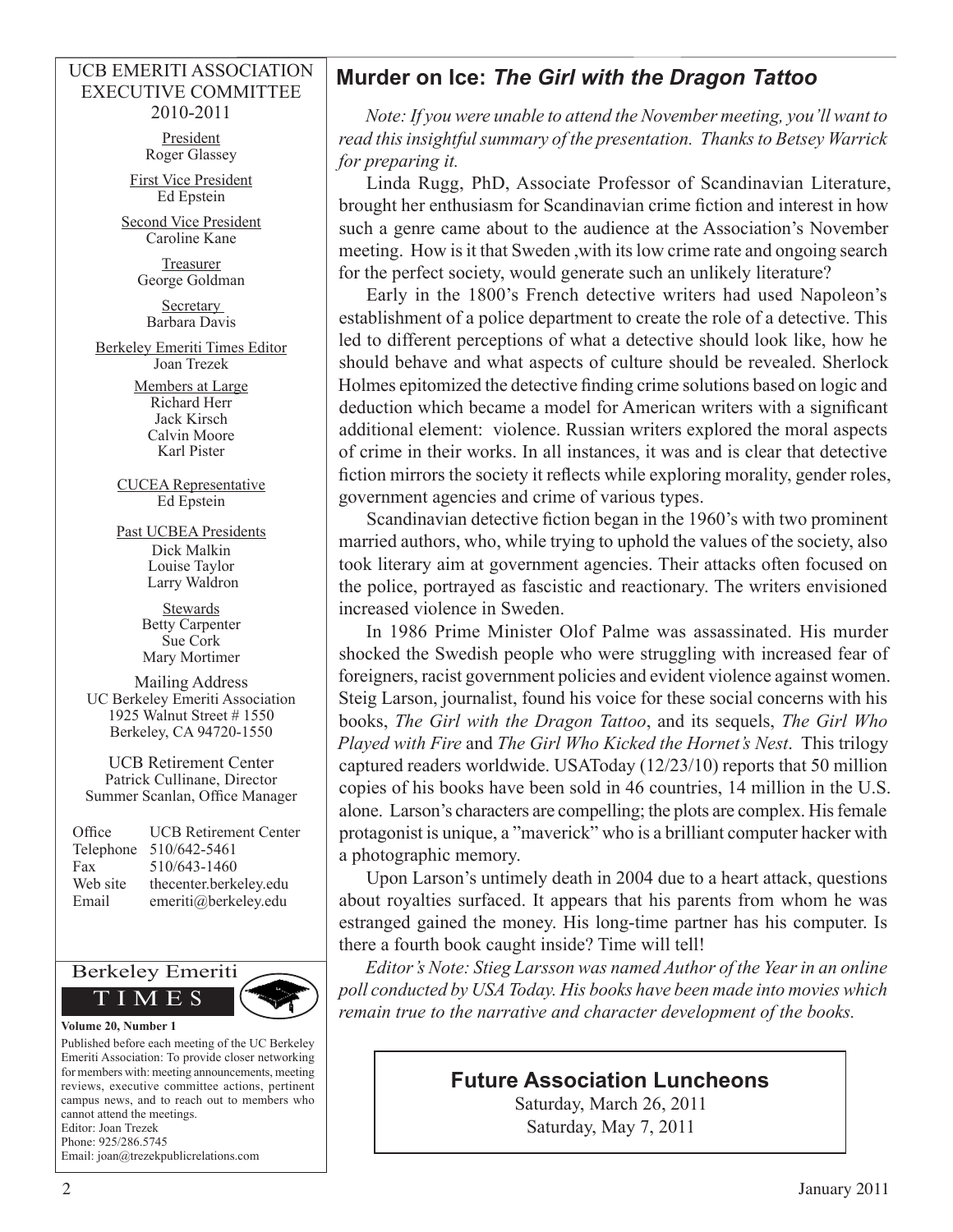UCB EMERITI ASSOCIATION EXECUTIVE COMMITTEE 2010-2011

President
Roger Glassey

First Vice President
Ed Epstein

Second Vice President
Caroline Kane

Treasurer
George Goldman

Secretary
Barbara Davis

Berkeley Emeriti Times Editor
Joan Trezek

Members at Large
Richard Herr
Jack Kirsch
Calvin Moore
Karl Pister

CUCEA Representative
Ed Epstein

Past UCBEA Presidents
Dick Malkin
Louise Taylor
Larry Waldron

Stewards
Betty Carpenter
Sue Cork
Mary Mortimer

Mailing Address
UC Berkeley Emeriti Association
1925 Walnut Street # 1550
Berkeley, CA 94720-1550

UCB Retirement Center
Patrick Cullinane, Director
Summer Scanlan, Office Manager

| Office | UCB Retirement Center |
|---|---|
| Telephone | 510/642-5461 |
| Fax | 510/643-1460 |
| Web site | thecenter.berkeley.edu |
| Email | emeriti@berkeley.edu |

Berkeley Emeriti TIMES

**Volume 20, Number 1**

Published before each meeting of the UC Berkeley Emeriti Association: To provide closer networking for members with: meeting announcements, meeting reviews, executive committee actions, pertinent campus news, and to reach out to members who cannot attend the meetings.
Editor: Joan Trezek
Phone: 925/286.5745
Email: joan@trezekpublicrelations.com

## Murder on Ice: *The Girl with the Dragon Tattoo*

*Note: If you were unable to attend the November meeting, you'll want to read this insightful summary of the presentation. Thanks to Betsey Warrick for preparing it.*

Linda Rugg, PhD, Associate Professor of Scandinavian Literature, brought her enthusiasm for Scandinavian crime fiction and interest in how such a genre came about to the audience at the Association's November meeting. How is it that Sweden ,with its low crime rate and ongoing search for the perfect society, would generate such an unlikely literature?

Early in the 1800's French detective writers had used Napoleon's establishment of a police department to create the role of a detective. This led to different perceptions of what a detective should look like, how he should behave and what aspects of culture should be revealed. Sherlock Holmes epitomized the detective finding crime solutions based on logic and deduction which became a model for American writers with a significant additional element: violence. Russian writers explored the moral aspects of crime in their works. In all instances, it was and is clear that detective fiction mirrors the society it reflects while exploring morality, gender roles, government agencies and crime of various types.

Scandinavian detective fiction began in the 1960's with two prominent married authors, who, while trying to uphold the values of the society, also took literary aim at government agencies. Their attacks often focused on the police, portrayed as fascistic and reactionary. The writers envisioned increased violence in Sweden.

In 1986 Prime Minister Olof Palme was assassinated. His murder shocked the Swedish people who were struggling with increased fear of foreigners, racist government policies and evident violence against women. Steig Larson, journalist, found his voice for these social concerns with his books, *The Girl with the Dragon Tattoo*, and its sequels, *The Girl Who Played with Fire* and *The Girl Who Kicked the Hornet's Nest*. This trilogy captured readers worldwide. USAToday (12/23/10) reports that 50 million copies of his books have been sold in 46 countries, 14 million in the U.S. alone. Larson's characters are compelling; the plots are complex. His female protagonist is unique, a "maverick" who is a brilliant computer hacker with a photographic memory.

Upon Larson's untimely death in 2004 due to a heart attack, questions about royalties surfaced. It appears that his parents from whom he was estranged gained the money. His long-time partner has his computer. Is there a fourth book caught inside? Time will tell!

*Editor's Note: Stieg Larsson was named Author of the Year in an online poll conducted by USA Today. His books have been made into movies which remain true to the narrative and character development of the books.*

### Future Association Luncheons

Saturday, March 26, 2011
Saturday, May 7, 2011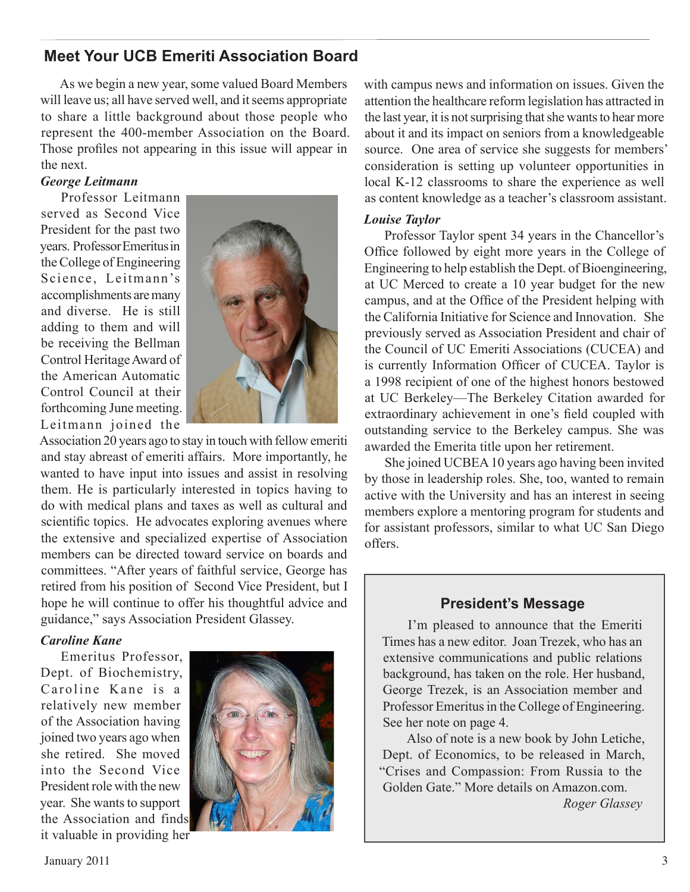## Meet Your UCB Emeriti Association Board

As we begin a new year, some valued Board Members will leave us; all have served well, and it seems appropriate to share a little background about those people who represent the 400-member Association on the Board. Those profiles not appearing in this issue will appear in the next.

***George Leitmann***

Professor Leitmann served as Second Vice President for the past two years. Professor Emeritus in the College of Engineering Science, Leitmann's accomplishments are many and diverse. He is still adding to them and will be receiving the Bellman Control Heritage Award of the American Automatic Control Council at their forthcoming June meeting. Leitmann joined the Association 20 years ago to stay in touch with fellow emeriti and stay abreast of emeriti affairs. More importantly, he wanted to have input into issues and assist in resolving them. He is particularly interested in topics having to do with medical plans and taxes as well as cultural and scientific topics. He advocates exploring avenues where the extensive and specialized expertise of Association members can be directed toward service on boards and committees. "After years of faithful service, George has retired from his position of Second Vice President, but I hope he will continue to offer his thoughtful advice and guidance," says Association President Glassey.

***Caroline Kane***

Emeritus Professor, Dept. of Biochemistry, Caroline Kane is a relatively new member of the Association having joined two years ago when she retired. She moved into the Second Vice President role with the new year. She wants to support the Association and finds it valuable in providing her with campus news and information on issues. Given the attention the healthcare reform legislation has attracted in the last year, it is not surprising that she wants to hear more about it and its impact on seniors from a knowledgeable source. One area of service she suggests for members' consideration is setting up volunteer opportunities in local K-12 classrooms to share the experience as well as content knowledge as a teacher's classroom assistant.

***Louise Taylor***

Professor Taylor spent 34 years in the Chancellor's Office followed by eight more years in the College of Engineering to help establish the Dept. of Bioengineering, at UC Merced to create a 10 year budget for the new campus, and at the Office of the President helping with the California Initiative for Science and Innovation. She previously served as Association President and chair of the Council of UC Emeriti Associations (CUCEA) and is currently Information Officer of CUCEA. Taylor is a 1998 recipient of one of the highest honors bestowed at UC Berkeley—The Berkeley Citation awarded for extraordinary achievement in one's field coupled with outstanding service to the Berkeley campus. She was awarded the Emerita title upon her retirement.

She joined UCBEA 10 years ago having been invited by those in leadership roles. She, too, wanted to remain active with the University and has an interest in seeing members explore a mentoring program for students and for assistant professors, similar to what UC San Diego offers.

### President's Message

I'm pleased to announce that the Emeriti Times has a new editor. Joan Trezek, who has an extensive communications and public relations background, has taken on the role. Her husband, George Trezek, is an Association member and Professor Emeritus in the College of Engineering. See her note on page 4.

Also of note is a new book by John Letiche, Dept. of Economics, to be released in March, "Crises and Compassion: From Russia to the Golden Gate." More details on Amazon.com.

*Roger Glassey*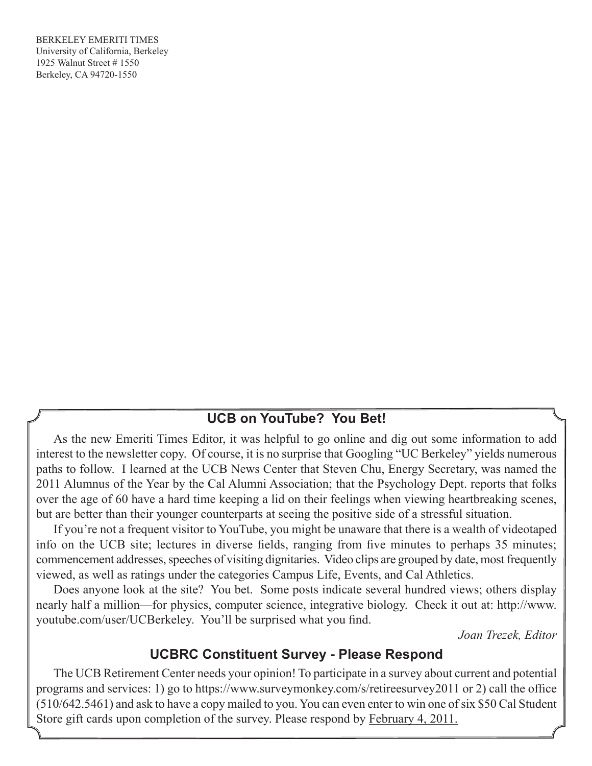BERKELEY EMERITI TIMES
University of California, Berkeley
1925 Walnut Street # 1550
Berkeley, CA 94720-1550

## UCB on YouTube? You Bet!

As the new Emeriti Times Editor, it was helpful to go online and dig out some information to add interest to the newsletter copy. Of course, it is no surprise that Googling "UC Berkeley" yields numerous paths to follow. I learned at the UCB News Center that Steven Chu, Energy Secretary, was named the 2011 Alumnus of the Year by the Cal Alumni Association; that the Psychology Dept. reports that folks over the age of 60 have a hard time keeping a lid on their feelings when viewing heartbreaking scenes, but are better than their younger counterparts at seeing the positive side of a stressful situation.

If you're not a frequent visitor to YouTube, you might be unaware that there is a wealth of videotaped info on the UCB site; lectures in diverse fields, ranging from five minutes to perhaps 35 minutes; commencement addresses, speeches of visiting dignitaries. Video clips are grouped by date, most frequently viewed, as well as ratings under the categories Campus Life, Events, and Cal Athletics.

Does anyone look at the site? You bet. Some posts indicate several hundred views; others display nearly half a million—for physics, computer science, integrative biology. Check it out at: http://www.youtube.com/user/UCBerkeley. You'll be surprised what you find.

*Joan Trezek, Editor*

## UCBRC Constituent Survey - Please Respond

The UCB Retirement Center needs your opinion! To participate in a survey about current and potential programs and services: 1) go to https://www.surveymonkey.com/s/retireesurvey2011 or 2) call the office (510/642.5461) and ask to have a copy mailed to you. You can even enter to win one of six $50 Cal Student Store gift cards upon completion of the survey. Please respond by February 4, 2011.